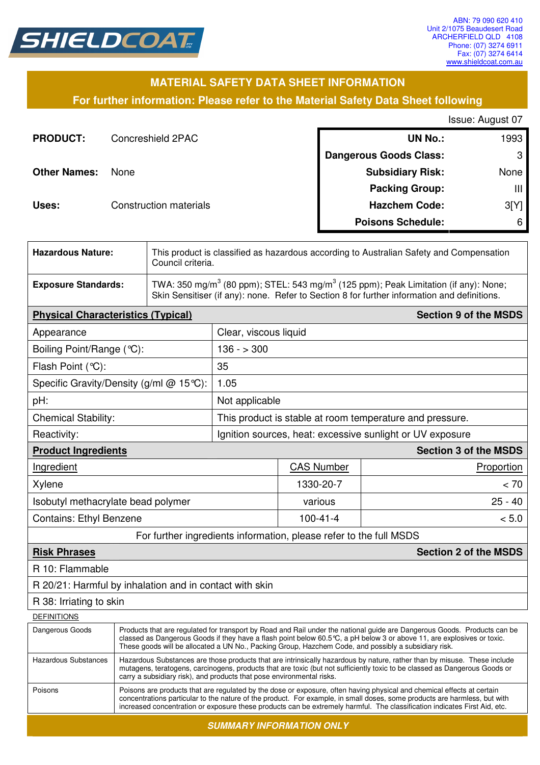SHIELDCOAT

ABN: 79 090 620 410
Unit 2/1075 Beaudesert Road
ARCHERFIELD QLD 4108
Phone: (07) 3274 6911
Fax: (07) 3274 6414
www.shieldcoat.com.au

# MATERIAL SAFETY DATA SHEET INFORMATION

**For further information: Please refer to the Material Safety Data Sheet following**

Issue: August 07

**PRODUCT:** Concreshield 2PAC

**Other Names:** None

**Uses:** Construction materials

| | |
|---|---|
| **UN No.:** | 1993 |
| **Dangerous Goods Class:** | 3 |
| **Subsidiary Risk:** | None |
| **Packing Group:** | III |
| **Hazchem Code:** | 3[Y] |
| **Poisons Schedule:** | 6 |

| | |
|---|---|
| **Hazardous Nature:** | This product is classified as hazardous according to Australian Safety and Compensation Council criteria. |
| **Exposure Standards:** | TWA: 350 mg/m$^3$ (80 ppm); STEL: 543 mg/m$^3$ (125 ppm); Peak Limitation (if any): None; Skin Sensitiser (if any): none. Refer to Section 8 for further information and definitions. |

| **Physical Characteristics (Typical)** | **Section 9 of the MSDS** |
|---|---|
| Appearance | Clear, viscous liquid |
| Boiling Point/Range (°C): | 136 - > 300 |
| Flash Point (°C): | 35 |
| Specific Gravity/Density (g/ml @ 15°C): | 1.05 |
| pH: | Not applicable |
| Chemical Stability: | This product is stable at room temperature and pressure. |
| Reactivity: | Ignition sources, heat: excessive sunlight or UV exposure |

| **Product Ingredients** | | **Section 3 of the MSDS** |
|---|---|---|
| Ingredient | CAS Number | Proportion |
| Xylene | 1330-20-7 | < 70 |
| Isobutyl methacrylate bead polymer | various | 25 - 40 |
| Contains: Ethyl Benzene | 100-41-4 | < 5.0 |
| For further ingredients information, please refer to the full MSDS | | |

| **Risk Phrases** | **Section 2 of the MSDS** |
|---|---|
| R 10: Flammable | |
| R 20/21: Harmful by inhalation and in contact with skin | |
| R 38: Irriating to skin | |

DEFINITIONS

| | |
|---|---|
| Dangerous Goods | Products that are regulated for transport by Road and Rail under the national guide are Dangerous Goods. Products can be classed as Dangerous Goods if they have a flash point below 60.5°C, a pH below 3 or above 11, are explosives or toxic. These goods will be allocated a UN No., Packing Group, Hazchem Code, and possibly a subsidiary risk. |
| Hazardous Substances | Hazardous Substances are those products that are intrinsically hazardous by nature, rather than by misuse. These include mutagens, teratogens, carcinogens, products that are toxic (but not sufficiently toxic to be classed as Dangerous Goods or carry a subsidiary risk), and products that pose environmental risks. |
| Poisons | Poisons are products that are regulated by the dose or exposure, often having physical and chemical effects at certain concentrations particular to the nature of the product. For example, in small doses, some products are harmless, but with increased concentration or exposure these products can be extremely harmful. The classification indicates First Aid, etc. |

***SUMMARY INFORMATION ONLY***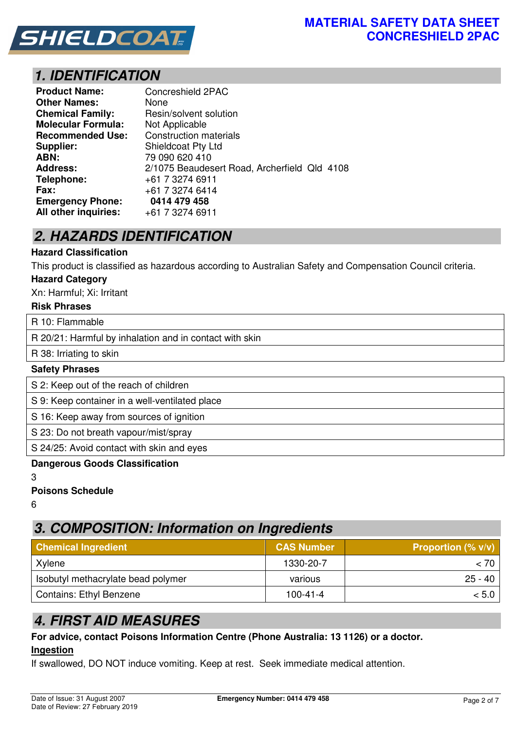# MATERIAL SAFETY DATA SHEET
# CONCRESHIELD 2PAC

## 1. IDENTIFICATION

| | |
|---|---|
| **Product Name:** | Concreshield 2PAC |
| **Other Names:** | None |
| **Chemical Family:** | Resin/solvent solution |
| **Molecular Formula:** | Not Applicable |
| **Recommended Use:** | Construction materials |
| **Supplier:** | Shieldcoat Pty Ltd |
| **ABN:** | 79 090 620 410 |
| **Address:** | 2/1075 Beaudesert Road, Archerfield Qld 4108 |
| **Telephone:** | +61 7 3274 6911 |
| **Fax:** | +61 7 3274 6414 |
| **Emergency Phone:** | **0414 479 458** |
| **All other inquiries:** | +61 7 3274 6911 |

## 2. HAZARDS IDENTIFICATION

**Hazard Classification**

This product is classified as hazardous according to Australian Safety and Compensation Council criteria.

**Hazard Category**

Xn: Harmful; Xi: Irritant

**Risk Phrases**

- R 10: Flammable
- R 20/21: Harmful by inhalation and in contact with skin
- R 38: Irriating to skin

**Safety Phrases**

- S 2: Keep out of the reach of children
- S 9: Keep container in a well-ventilated place
- S 16: Keep away from sources of ignition
- S 23: Do not breath vapour/mist/spray
- S 24/25: Avoid contact with skin and eyes

**Dangerous Goods Classification**

3

**Poisons Schedule**

6

## 3. COMPOSITION: Information on Ingredients

| Chemical Ingredient | CAS Number | Proportion (% v/v) |
|---|---|---|
| Xylene | 1330-20-7 | < 70 |
| Isobutyl methacrylate bead polymer | various | 25 - 40 |
| Contains: Ethyl Benzene | 100-41-4 | < 5.0 |

## 4. FIRST AID MEASURES

**For advice, contact Poisons Information Centre (Phone Australia: 13 1126) or a doctor.**

**Ingestion**

If swallowed, DO NOT induce vomiting. Keep at rest. Seek immediate medical attention.

Date of Issue: 31 August 2007
Date of Review: 27 February 2019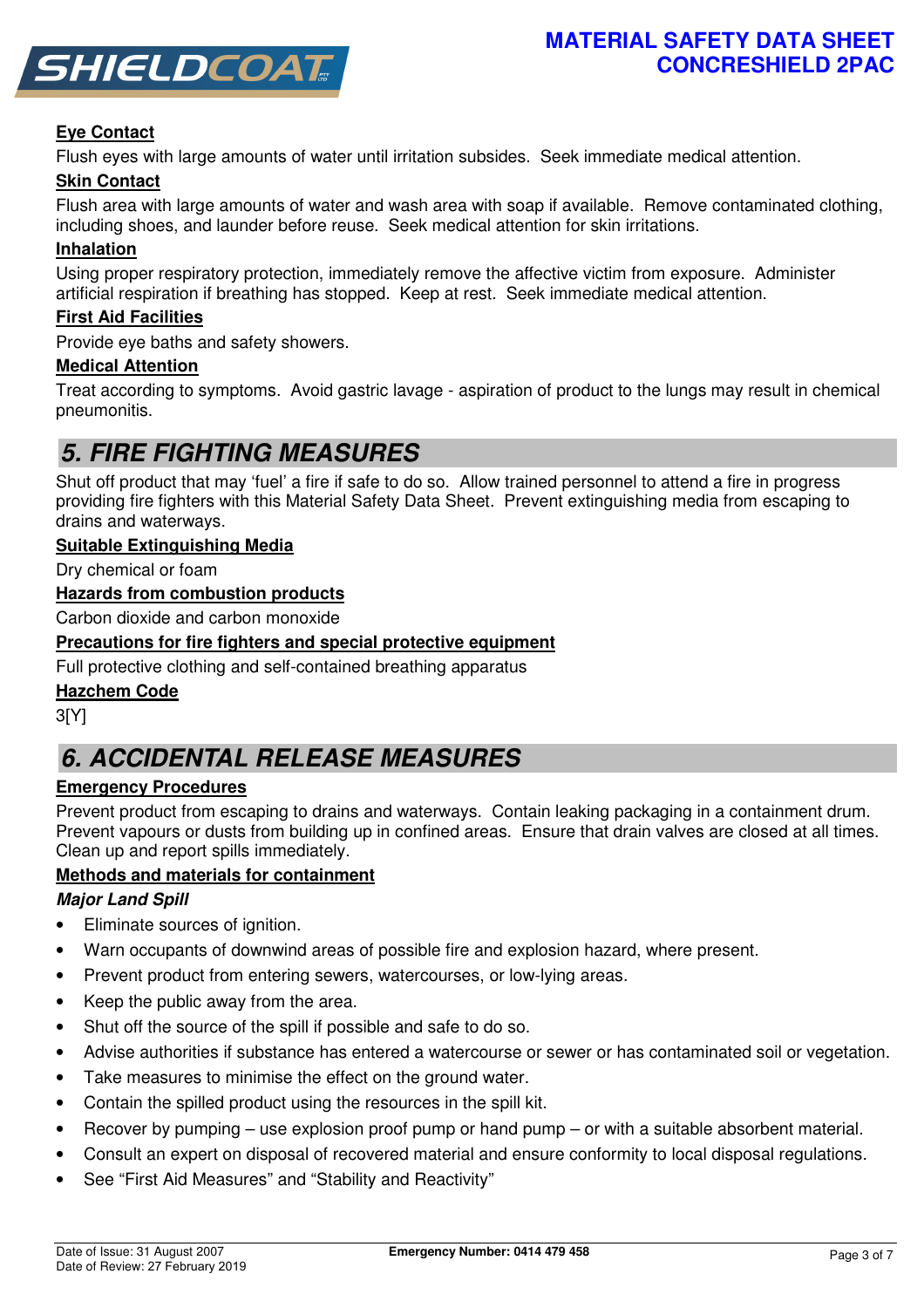### Eye Contact

Flush eyes with large amounts of water until irritation subsides. Seek immediate medical attention.

### Skin Contact

Flush area with large amounts of water and wash area with soap if available. Remove contaminated clothing, including shoes, and launder before reuse. Seek medical attention for skin irritations.

### Inhalation

Using proper respiratory protection, immediately remove the affective victim from exposure. Administer artificial respiration if breathing has stopped. Keep at rest. Seek immediate medical attention.

### First Aid Facilities

Provide eye baths and safety showers.

### Medical Attention

Treat according to symptoms. Avoid gastric lavage - aspiration of product to the lungs may result in chemical pneumonitis.

## 5. FIRE FIGHTING MEASURES

Shut off product that may 'fuel' a fire if safe to do so. Allow trained personnel to attend a fire in progress providing fire fighters with this Material Safety Data Sheet. Prevent extinguishing media from escaping to drains and waterways.

### Suitable Extinguishing Media

Dry chemical or foam

### Hazards from combustion products

Carbon dioxide and carbon monoxide

### Precautions for fire fighters and special protective equipment

Full protective clothing and self-contained breathing apparatus

### Hazchem Code

3[Y]

## 6. ACCIDENTAL RELEASE MEASURES

### Emergency Procedures

Prevent product from escaping to drains and waterways. Contain leaking packaging in a containment drum. Prevent vapours or dusts from building up in confined areas. Ensure that drain valves are closed at all times. Clean up and report spills immediately.

### Methods and materials for containment

***Major Land Spill***

- Eliminate sources of ignition.
- Warn occupants of downwind areas of possible fire and explosion hazard, where present.
- Prevent product from entering sewers, watercourses, or low-lying areas.
- Keep the public away from the area.
- Shut off the source of the spill if possible and safe to do so.
- Advise authorities if substance has entered a watercourse or sewer or has contaminated soil or vegetation.
- Take measures to minimise the effect on the ground water.
- Contain the spilled product using the resources in the spill kit.
- Recover by pumping – use explosion proof pump or hand pump – or with a suitable absorbent material.
- Consult an expert on disposal of recovered material and ensure conformity to local disposal regulations.
- See "First Aid Measures" and "Stability and Reactivity"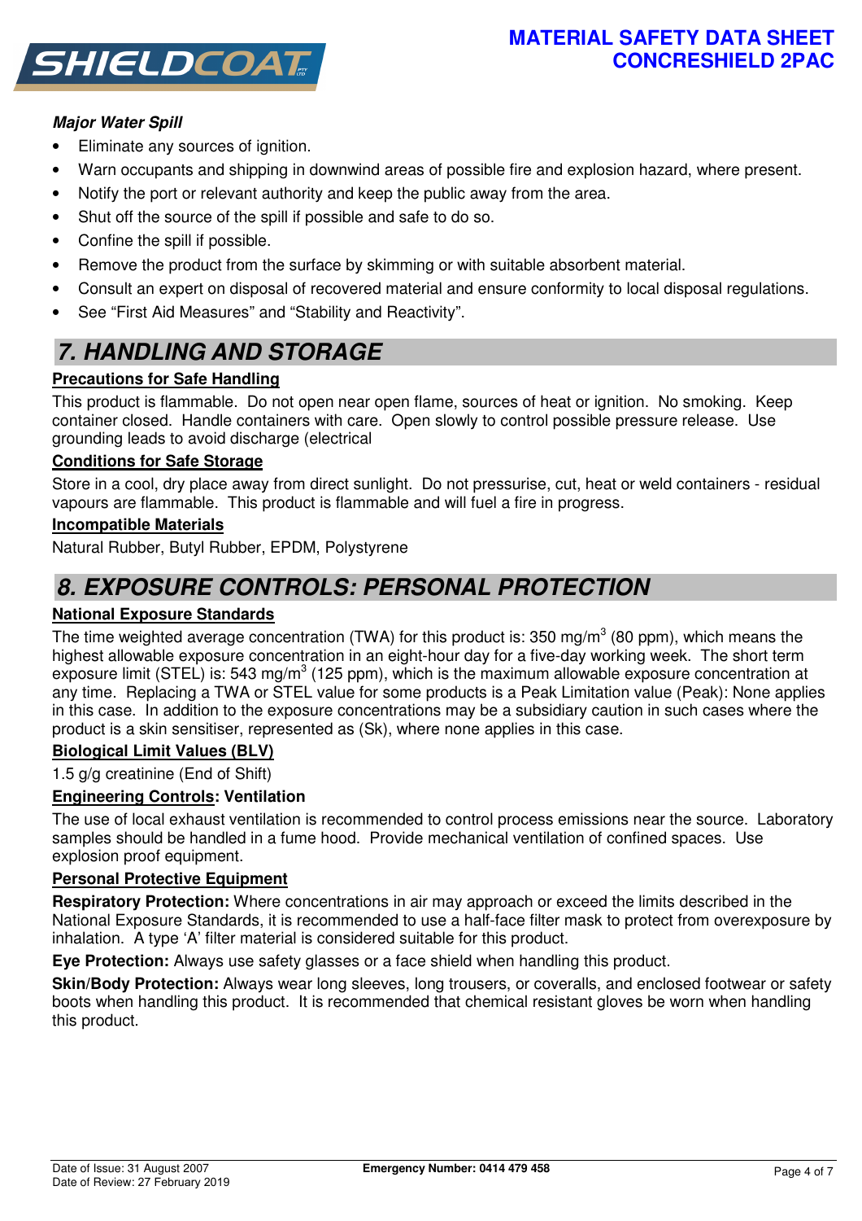***Major Water Spill***

- Eliminate any sources of ignition.
- Warn occupants and shipping in downwind areas of possible fire and explosion hazard, where present.
- Notify the port or relevant authority and keep the public away from the area.
- Shut off the source of the spill if possible and safe to do so.
- Confine the spill if possible.
- Remove the product from the surface by skimming or with suitable absorbent material.
- Consult an expert on disposal of recovered material and ensure conformity to local disposal regulations.
- See “First Aid Measures” and “Stability and Reactivity”.

## 7. HANDLING AND STORAGE

**Precautions for Safe Handling**

This product is flammable. Do not open near open flame, sources of heat or ignition. No smoking. Keep container closed. Handle containers with care. Open slowly to control possible pressure release. Use grounding leads to avoid discharge (electrical

**Conditions for Safe Storage**

Store in a cool, dry place away from direct sunlight. Do not pressurise, cut, heat or weld containers - residual vapours are flammable. This product is flammable and will fuel a fire in progress.

**Incompatible Materials**

Natural Rubber, Butyl Rubber, EPDM, Polystyrene

## 8. EXPOSURE CONTROLS: PERSONAL PROTECTION

**National Exposure Standards**

The time weighted average concentration (TWA) for this product is: 350 mg/m$^3$ (80 ppm), which means the highest allowable exposure concentration in an eight-hour day for a five-day working week. The short term exposure limit (STEL) is: 543 mg/m$^3$ (125 ppm), which is the maximum allowable exposure concentration at any time. Replacing a TWA or STEL value for some products is a Peak Limitation value (Peak): None applies in this case. In addition to the exposure concentrations may be a subsidiary caution in such cases where the product is a skin sensitiser, represented as (Sk), where none applies in this case.

**Biological Limit Values (BLV)**

1.5 g/g creatinine (End of Shift)

**Engineering Controls: Ventilation**

The use of local exhaust ventilation is recommended to control process emissions near the source. Laboratory samples should be handled in a fume hood. Provide mechanical ventilation of confined spaces. Use explosion proof equipment.

**Personal Protective Equipment**

**Respiratory Protection:** Where concentrations in air may approach or exceed the limits described in the National Exposure Standards, it is recommended to use a half-face filter mask to protect from overexposure by inhalation. A type ‘A’ filter material is considered suitable for this product.

**Eye Protection:** Always use safety glasses or a face shield when handling this product.

**Skin/Body Protection:** Always wear long sleeves, long trousers, or coveralls, and enclosed footwear or safety boots when handling this product. It is recommended that chemical resistant gloves be worn when handling this product.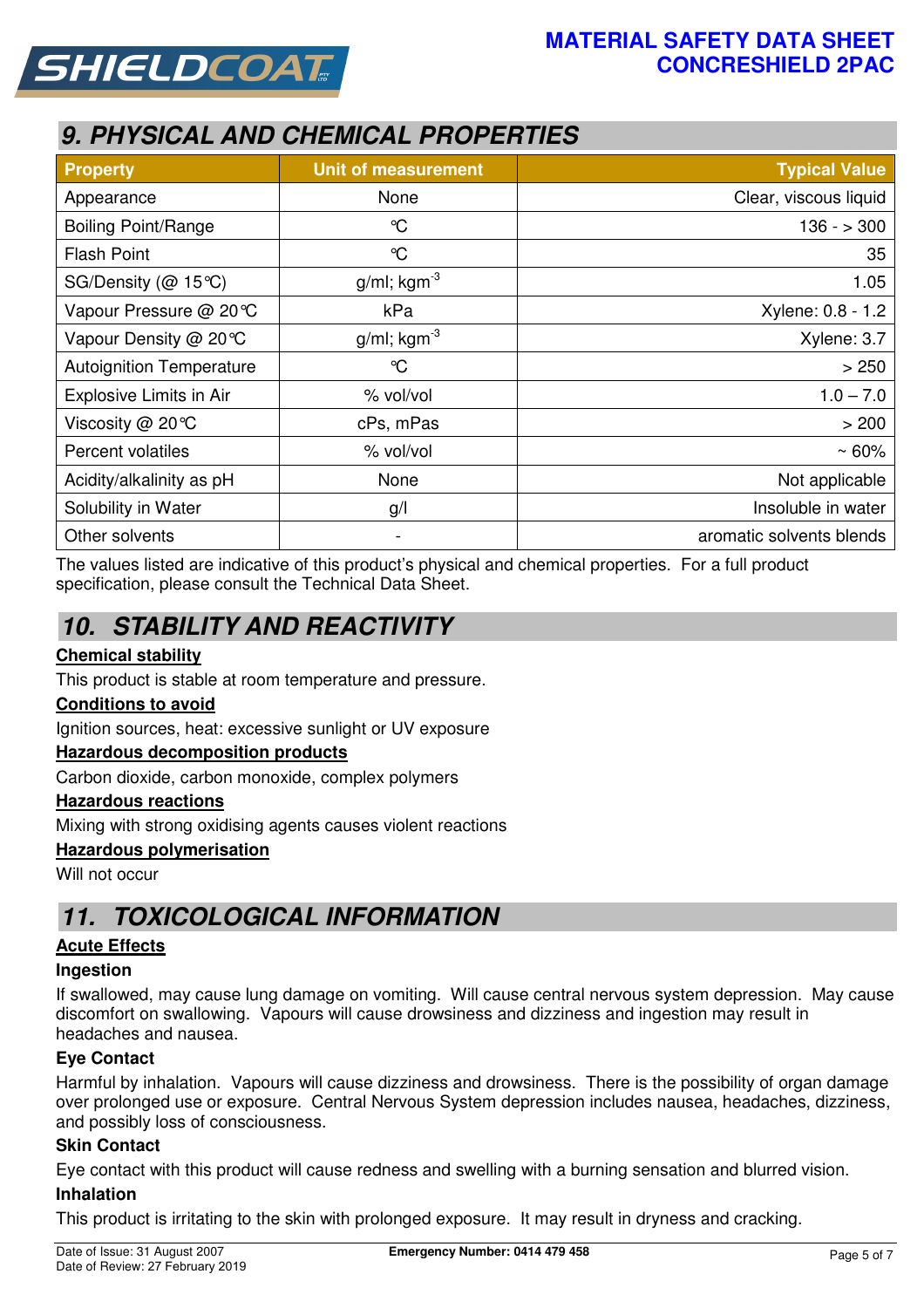## 9. PHYSICAL AND CHEMICAL PROPERTIES

| Property | Unit of measurement | Typical Value |
|---|---|---|
| Appearance | None | Clear, viscous liquid |
| Boiling Point/Range | ℃ | 136 - > 300 |
| Flash Point | ℃ | 35 |
| SG/Density (@ 15℃) | g/ml; kgm$^{-3}$ | 1.05 |
| Vapour Pressure @ 20℃ | kPa | Xylene: 0.8 - 1.2 |
| Vapour Density @ 20℃ | g/ml; kgm$^{-3}$ | Xylene: 3.7 |
| Autoignition Temperature | ℃ | > 250 |
| Explosive Limits in Air | % vol/vol | 1.0 – 7.0 |
| Viscosity @ 20℃ | cPs, mPas | > 200 |
| Percent volatiles | % vol/vol | ~ 60% |
| Acidity/alkalinity as pH | None | Not applicable |
| Solubility in Water | g/l | Insoluble in water |
| Other solvents | - | aromatic solvents blends |

The values listed are indicative of this product's physical and chemical properties. For a full product specification, please consult the Technical Data Sheet.

## 10. STABILITY AND REACTIVITY

**Chemical stability**

This product is stable at room temperature and pressure.

**Conditions to avoid**

Ignition sources, heat: excessive sunlight or UV exposure

**Hazardous decomposition products**

Carbon dioxide, carbon monoxide, complex polymers

**Hazardous reactions**

Mixing with strong oxidising agents causes violent reactions

**Hazardous polymerisation**

Will not occur

## 11. TOXICOLOGICAL INFORMATION

**Acute Effects**

### Ingestion

If swallowed, may cause lung damage on vomiting. Will cause central nervous system depression. May cause discomfort on swallowing. Vapours will cause drowsiness and dizziness and ingestion may result in headaches and nausea.

### Eye Contact

Harmful by inhalation. Vapours will cause dizziness and drowsiness. There is the possibility of organ damage over prolonged use or exposure. Central Nervous System depression includes nausea, headaches, dizziness, and possibly loss of consciousness.

### Skin Contact

Eye contact with this product will cause redness and swelling with a burning sensation and blurred vision.

### Inhalation

This product is irritating to the skin with prolonged exposure. It may result in dryness and cracking.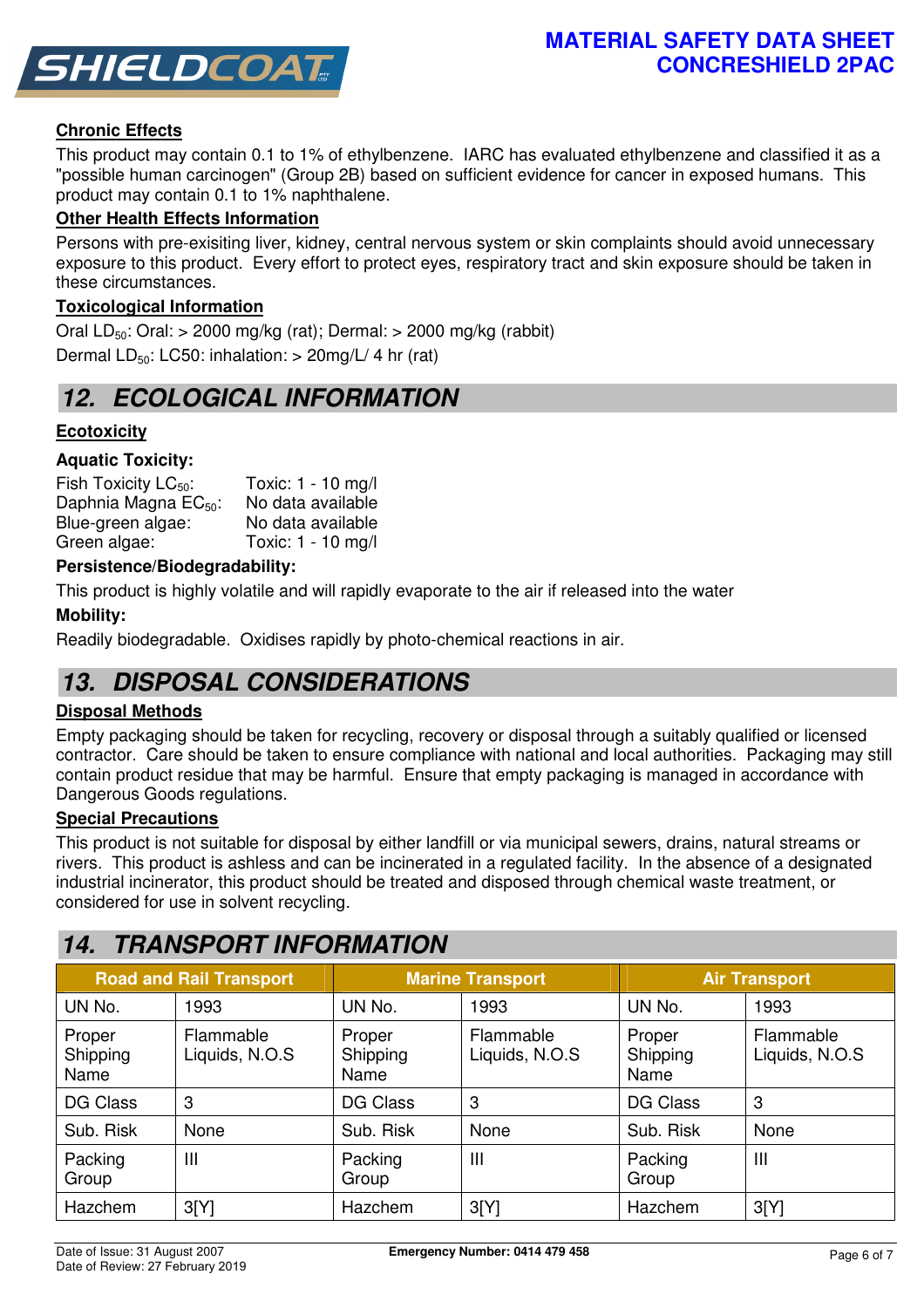#### Chronic Effects

This product may contain 0.1 to 1% of ethylbenzene. IARC has evaluated ethylbenzene and classified it as a "possible human carcinogen" (Group 2B) based on sufficient evidence for cancer in exposed humans. This product may contain 0.1 to 1% naphthalene.

#### Other Health Effects Information

Persons with pre-exisiting liver, kidney, central nervous system or skin complaints should avoid unnecessary exposure to this product. Every effort to protect eyes, respiratory tract and skin exposure should be taken in these circumstances.

#### Toxicological Information

Oral $LD_{50}$: Oral: > 2000 mg/kg (rat); Dermal: > 2000 mg/kg (rabbit)

Dermal $LD_{50}$: LC50: inhalation: > 20mg/L/ 4 hr (rat)

## 12. ECOLOGICAL INFORMATION

#### Ecotoxicity

**Aquatic Toxicity:**

Fish Toxicity $LC_{50}$: Toxic: 1 - 10 mg/l
Daphnia Magna $EC_{50}$: No data available
Blue-green algae: No data available
Green algae: Toxic: 1 - 10 mg/l

**Persistence/Biodegradability:**

This product is highly volatile and will rapidly evaporate to the air if released into the water

**Mobility:**

Readily biodegradable. Oxidises rapidly by photo-chemical reactions in air.

## 13. DISPOSAL CONSIDERATIONS

#### Disposal Methods

Empty packaging should be taken for recycling, recovery or disposal through a suitably qualified or licensed contractor. Care should be taken to ensure compliance with national and local authorities. Packaging may still contain product residue that may be harmful. Ensure that empty packaging is managed in accordance with Dangerous Goods regulations.

#### Special Precautions

This product is not suitable for disposal by either landfill or via municipal sewers, drains, natural streams or rivers. This product is ashless and can be incinerated in a regulated facility. In the absence of a designated industrial incinerator, this product should be treated and disposed through chemical waste treatment, or considered for use in solvent recycling.

## 14. TRANSPORT INFORMATION

| Road and Rail Transport | | Marine Transport | | Air Transport | |
|---|---|---|---|---|---|
| UN No. | 1993 | UN No. | 1993 | UN No. | 1993 |
| Proper Shipping Name | Flammable Liquids, N.O.S | Proper Shipping Name | Flammable Liquids, N.O.S | Proper Shipping Name | Flammable Liquids, N.O.S |
| DG Class | 3 | DG Class | 3 | DG Class | 3 |
| Sub. Risk | None | Sub. Risk | None | Sub. Risk | None |
| Packing Group | III | Packing Group | III | Packing Group | III |
| Hazchem | 3[Y] | Hazchem | 3[Y] | Hazchem | 3[Y] |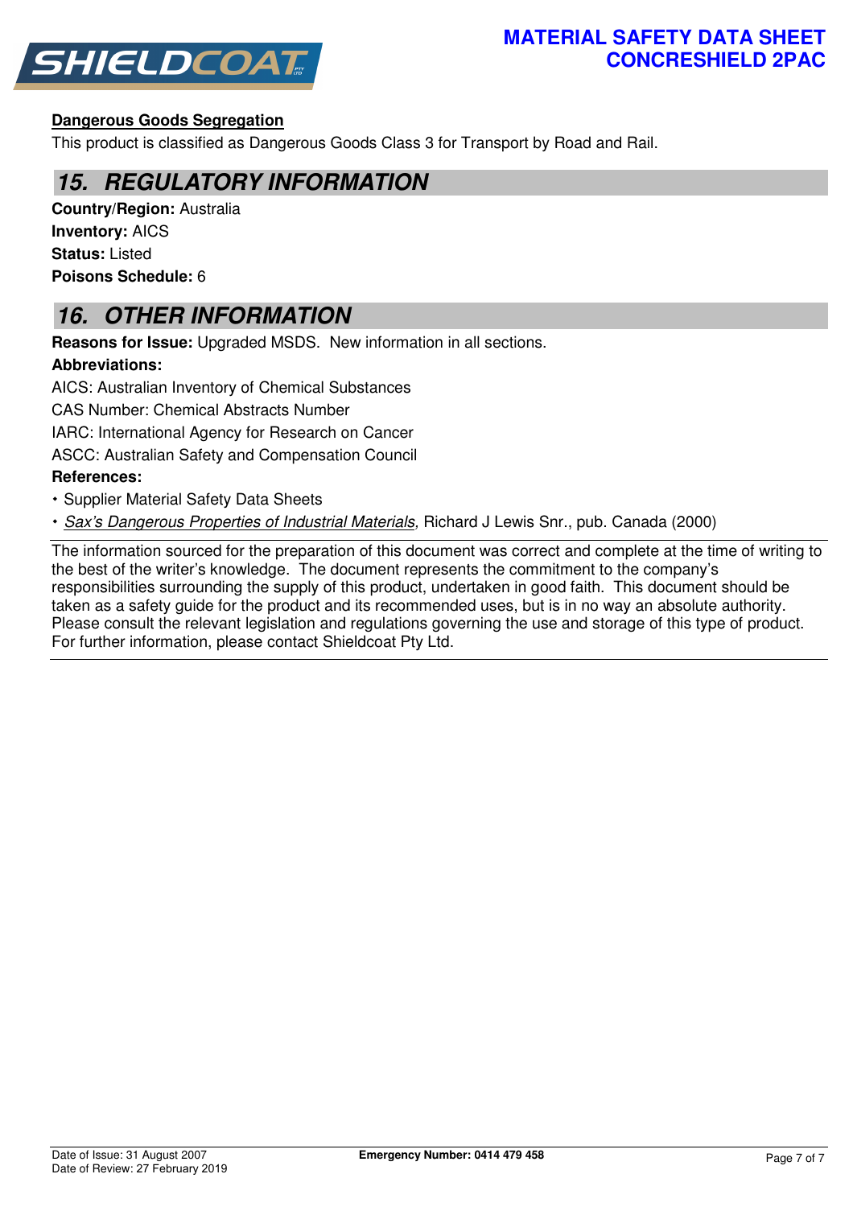**Dangerous Goods Segregation**

This product is classified as Dangerous Goods Class 3 for Transport by Road and Rail.

## 15. REGULATORY INFORMATION

**Country/Region:** Australia

**Inventory:** AICS

**Status:** Listed

**Poisons Schedule:** 6

## 16. OTHER INFORMATION

**Reasons for Issue:** Upgraded MSDS. New information in all sections.

**Abbreviations:**

AICS: Australian Inventory of Chemical Substances

CAS Number: Chemical Abstracts Number

IARC: International Agency for Research on Cancer

ASCC: Australian Safety and Compensation Council

**References:**

- Supplier Material Safety Data Sheets
- *Sax's Dangerous Properties of Industrial Materials,* Richard J Lewis Snr., pub. Canada (2000)

The information sourced for the preparation of this document was correct and complete at the time of writing to the best of the writer's knowledge. The document represents the commitment to the company's responsibilities surrounding the supply of this product, undertaken in good faith. This document should be taken as a safety guide for the product and its recommended uses, but is in no way an absolute authority. Please consult the relevant legislation and regulations governing the use and storage of this type of product. For further information, please contact Shieldcoat Pty Ltd.